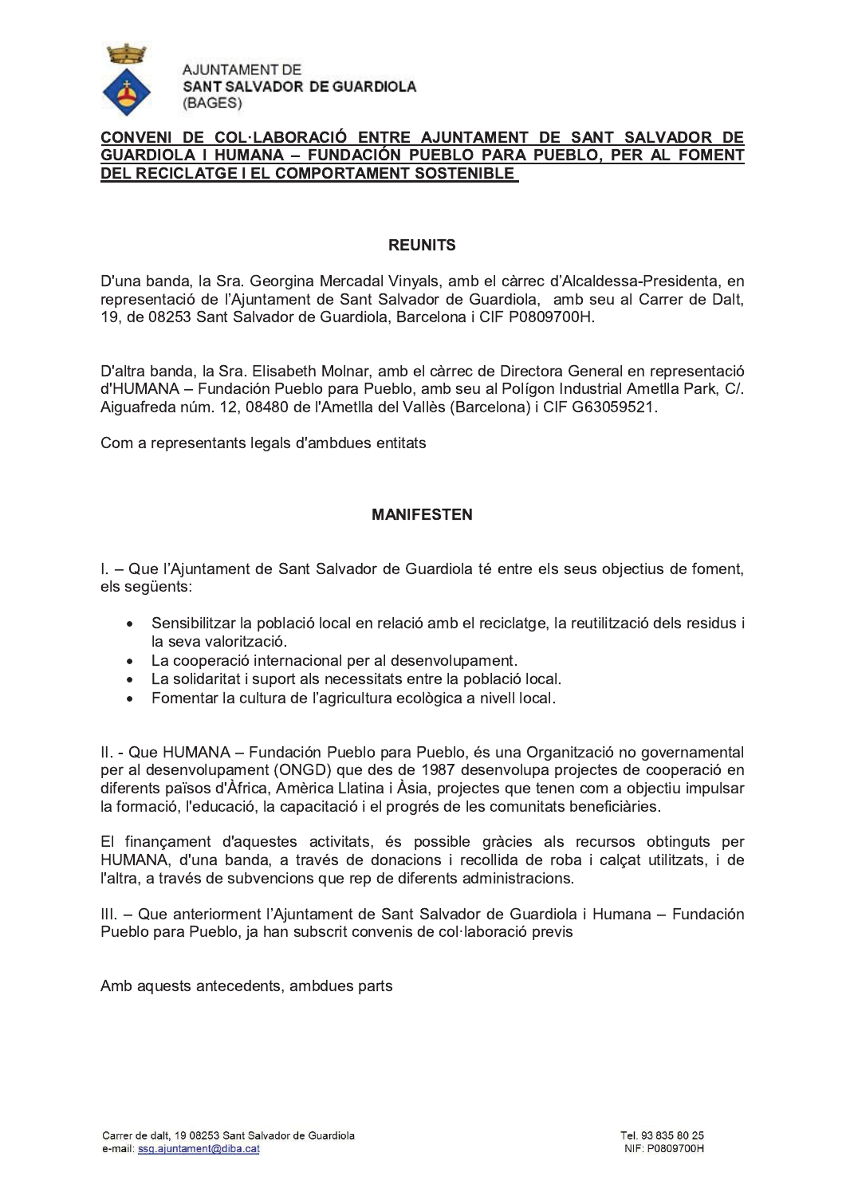AJUNTAMENT DE
**SANT SALVADOR DE GUARDIOLA**
(BAGES)

**CONVENI DE COL·LABORACIÓ ENTRE AJUNTAMENT DE SANT SALVADOR DE GUARDIOLA I HUMANA – FUNDACIÓN PUEBLO PARA PUEBLO, PER AL FOMENT DEL RECICLATGE I EL COMPORTAMENT SOSTENIBLE**

## REUNITS

D'una banda, la Sra. Georgina Mercadal Vinyals, amb el càrrec d'Alcaldessa-Presidenta, en representació de l'Ajuntament de Sant Salvador de Guardiola, amb seu al Carrer de Dalt, 19, de 08253 Sant Salvador de Guardiola, Barcelona i CIF P0809700H.

D'altra banda, la Sra. Elisabeth Molnar, amb el càrrec de Directora General en representació d'HUMANA – Fundación Pueblo para Pueblo, amb seu al Polígon Industrial Ametlla Park, C/. Aiguafreda núm. 12, 08480 de l'Ametlla del Vallès (Barcelona) i CIF G63059521.

Com a representants legals d'ambdues entitats

## MANIFESTEN

I. – Que l'Ajuntament de Sant Salvador de Guardiola té entre els seus objectius de foment, els següents:

- Sensibilitzar la població local en relació amb el reciclatge, la reutilització dels residus i la seva valorització.
- La cooperació internacional per al desenvolupament.
- La solidaritat i suport als necessitats entre la població local.
- Fomentar la cultura de l'agricultura ecològica a nivell local.

II. - Que HUMANA – Fundación Pueblo para Pueblo, és una Organització no governamental per al desenvolupament (ONGD) que des de 1987 desenvolupa projectes de cooperació en diferents països d'Àfrica, Amèrica Llatina i Àsia, projectes que tenen com a objectiu impulsar la formació, l'educació, la capacitació i el progrés de les comunitats beneficiàries.

El finançament d'aquestes activitats, és possible gràcies als recursos obtinguts per HUMANA, d'una banda, a través de donacions i recollida de roba i calçat utilitzats, i de l'altra, a través de subvencions que rep de diferents administracions.

III. – Que anteriorment l'Ajuntament de Sant Salvador de Guardiola i Humana – Fundación Pueblo para Pueblo, ja han subscrit convenis de col·laboració previs

Amb aquests antecedents, ambdues parts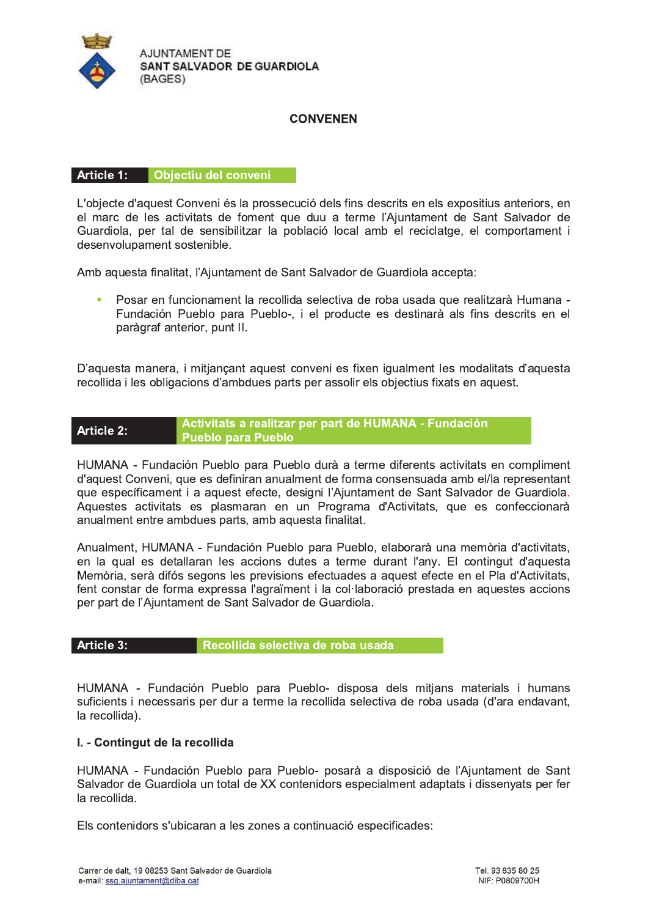## CONVENEN

### Article 1: Objectiu del conveni

L'objecte d'aquest Conveni és la prossecució dels fins descrits en els expositius anteriors, en el marc de les activitats de foment que duu a terme l'Ajuntament de Sant Salvador de Guardiola, per tal de sensibilitzar la població local amb el reciclatge, el comportament i desenvolupament sostenible.

Amb aquesta finalitat, l'Ajuntament de Sant Salvador de Guardiola accepta:

- Posar en funcionament la recollida selectiva de roba usada que realitzarà Humana -Fundación Pueblo para Pueblo-, i el producte es destinarà als fins descrits en el paràgraf anterior, punt II.

D'aquesta manera, i mitjançant aquest conveni es fixen igualment les modalitats d'aquesta recollida i les obligacions d'ambdues parts per assolir els objectius fixats en aquest.

### Article 2: Activitats a realitzar per part de HUMANA - Fundación Pueblo para Pueblo

HUMANA - Fundación Pueblo para Pueblo durà a terme diferents activitats en compliment d'aquest Conveni, que es definiran anualment de forma consensuada amb el/la representant que específicament i a aquest efecte, designi l'Ajuntament de Sant Salvador de Guardiola. Aquestes activitats es plasmaran en un Programa d'Activitats, que es confeccionarà anualment entre ambdues parts, amb aquesta finalitat.

Anualment, HUMANA - Fundación Pueblo para Pueblo, elaborarà una memòria d'activitats, en la qual es detallaran les accions dutes a terme durant l'any. El contingut d'aquesta Memòria, serà difós segons les previsions efectuades a aquest efecte en el Pla d'Activitats, fent constar de forma expressa l'agraïment i la col·laboració prestada en aquestes accions per part de l'Ajuntament de Sant Salvador de Guardiola.

### Article 3: Recollida selectiva de roba usada

HUMANA - Fundación Pueblo para Pueblo- disposa dels mitjans materials i humans suficients i necessaris per dur a terme la recollida selectiva de roba usada (d'ara endavant, la recollida).

**I. - Contingut de la recollida**

HUMANA - Fundación Pueblo para Pueblo- posarà a disposició de l'Ajuntament de Sant Salvador de Guardiola un total de XX contenidors especialment adaptats i dissenyats per fer la recollida.

Els contenidors s'ubicaran a les zones a continuació especificades: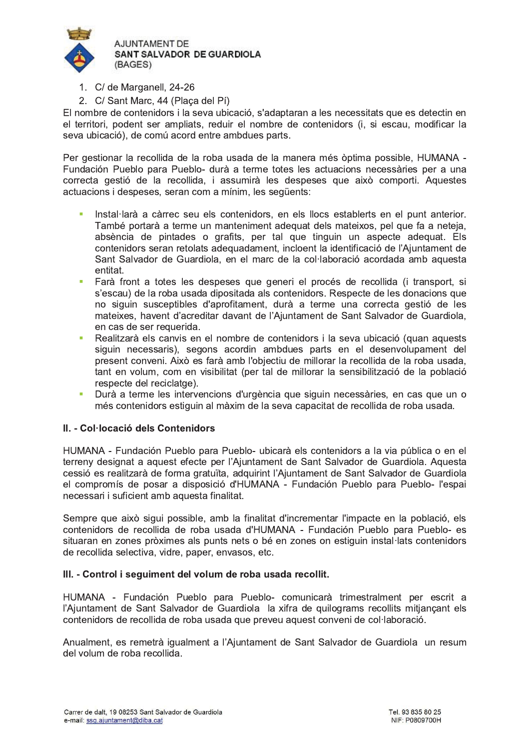1. C/ de Marganell, 24-26
2. C/ Sant Marc, 44 (Plaça del Pí)

El nombre de contenidors i la seva ubicació, s'adaptaran a les necessitats que es detectin en el territori, podent ser ampliats, reduir el nombre de contenidors (i, si escau, modificar la seva ubicació), de comú acord entre ambdues parts.

Per gestionar la recollida de la roba usada de la manera més òptima possible, HUMANA - Fundación Pueblo para Pueblo- durà a terme totes les actuacions necessàries per a una correcta gestió de la recollida, i assumirà les despeses que això comporti. Aquestes actuacions i despeses, seran com a mínim, les següents:

- Instal·larà a càrrec seu els contenidors, en els llocs establerts en el punt anterior. També portarà a terme un manteniment adequat dels mateixos, pel que fa a neteja, absència de pintades o grafits, per tal que tinguin un aspecte adequat. Els contenidors seran retolats adequadament, incloent la identificació de l'Ajuntament de Sant Salvador de Guardiola, en el marc de la col·laboració acordada amb aquesta entitat.
- Farà front a totes les despeses que generi el procés de recollida (i transport, si s'escau) de la roba usada dipositada als contenidors. Respecte de les donacions que no siguin susceptibles d'aprofitament, durà a terme una correcta gestió de les mateixes, havent d'acreditar davant de l'Ajuntament de Sant Salvador de Guardiola, en cas de ser requerida.
- Realitzarà els canvis en el nombre de contenidors i la seva ubicació (quan aquests siguin necessaris), segons acordin ambdues parts en el desenvolupament del present conveni. Això es farà amb l'objectiu de millorar la recollida de la roba usada, tant en volum, com en visibilitat (per tal de millorar la sensibilització de la població respecte del reciclatge).
- Durà a terme les intervencions d'urgència que siguin necessàries, en cas que un o més contenidors estiguin al màxim de la seva capacitat de recollida de roba usada.

**II. - Col·locació dels Contenidors**

HUMANA - Fundación Pueblo para Pueblo- ubicarà els contenidors a la via pública o en el terreny designat a aquest efecte per l'Ajuntament de Sant Salvador de Guardiola. Aquesta cessió es realitzarà de forma gratuïta, adquirint l'Ajuntament de Sant Salvador de Guardiola el compromís de posar a disposició d'HUMANA - Fundación Pueblo para Pueblo- l'espai necessari i suficient amb aquesta finalitat.

Sempre que això sigui possible, amb la finalitat d'incrementar l'impacte en la població, els contenidors de recollida de roba usada d'HUMANA - Fundación Pueblo para Pueblo- es situaran en zones pròximes als punts nets o bé en zones on estiguin instal·lats contenidors de recollida selectiva, vidre, paper, envasos, etc.

**III. - Control i seguiment del volum de roba usada recollit.**

HUMANA - Fundación Pueblo para Pueblo- comunicarà trimestralment per escrit a l'Ajuntament de Sant Salvador de Guardiola la xifra de quilograms recollits mitjançant els contenidors de recollida de roba usada que preveu aquest conveni de col·laboració.

Anualment, es remetrà igualment a l'Ajuntament de Sant Salvador de Guardiola un resum del volum de roba recollida.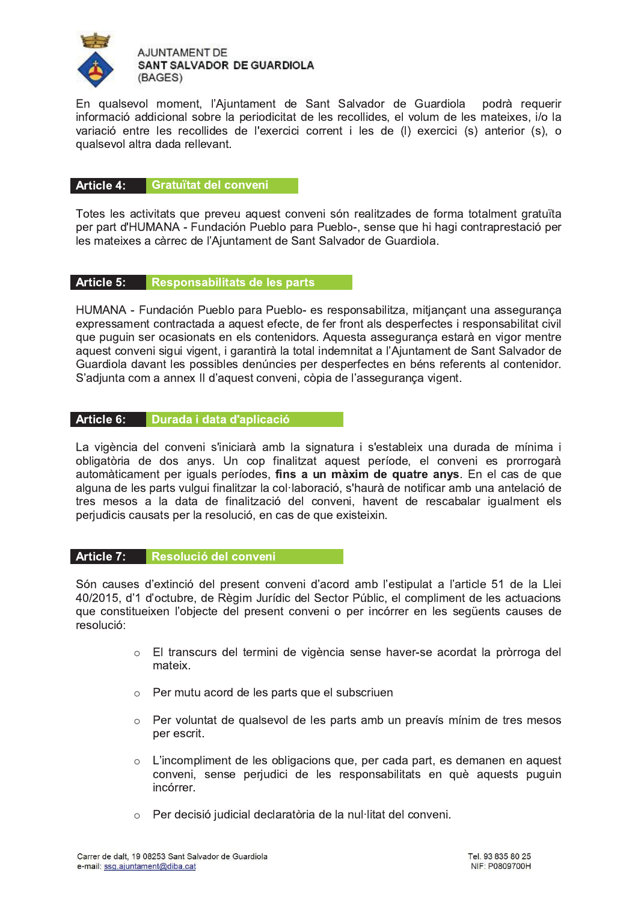En qualsevol moment, l'Ajuntament de Sant Salvador de Guardiola podrà requerir informació addicional sobre la periodicitat de les recollides, el volum de les mateixes, i/o la variació entre les recollides de l'exercici corrent i les de (l) exercici (s) anterior (s), o qualsevol altra dada rellevant.

## Article 4: Gratuïtat del conveni

Totes les activitats que preveu aquest conveni són realitzades de forma totalment gratuïta per part d'HUMANA - Fundación Pueblo para Pueblo-, sense que hi hagi contraprestació per les mateixes a càrrec de l'Ajuntament de Sant Salvador de Guardiola.

## Article 5: Responsabilitats de les parts

HUMANA - Fundación Pueblo para Pueblo- es responsabilitza, mitjançant una assegurança expressament contractada a aquest efecte, de fer front als desperfectes i responsabilitat civil que puguin ser ocasionats en els contenidors. Aquesta assegurança estarà en vigor mentre aquest conveni sigui vigent, i garantirà la total indemnitat a l'Ajuntament de Sant Salvador de Guardiola davant les possibles denúncies per desperfectes en béns referents al contenidor. S'adjunta com a annex II d'aquest conveni, còpia de l'assegurança vigent.

## Article 6: Durada i data d'aplicació

La vigència del conveni s'iniciarà amb la signatura i s'estableix una durada de mínima i obligatòria de dos anys. Un cop finalitzat aquest període, el conveni es prorrogarà automàticament per iguals períodes, **fins a un màxim de quatre anys**. En el cas de que alguna de les parts vulgui finalitzar la col·laboració, s'haurà de notificar amb una antelació de tres mesos a la data de finalització del conveni, havent de rescabalar igualment els perjudicis causats per la resolució, en cas de que existeixin.

## Article 7: Resolució del conveni

Són causes d'extinció del present conveni d'acord amb l'estipulat a l'article 51 de la Llei 40/2015, d'1 d'octubre, de Règim Jurídic del Sector Públic, el compliment de les actuacions que constitueixen l'objecte del present conveni o per incórrer en les següents causes de resolució:

- El transcurs del termini de vigència sense haver-se acordat la pròrroga del mateix.
- Per mutu acord de les parts que el subscriuen
- Per voluntat de qualsevol de les parts amb un preavís mínim de tres mesos per escrit.
- L'incompliment de les obligacions que, per cada part, es demanen en aquest conveni, sense perjudici de les responsabilitats en què aquests puguin incórrer.
- Per decisió judicial declaratòria de la nul·litat del conveni.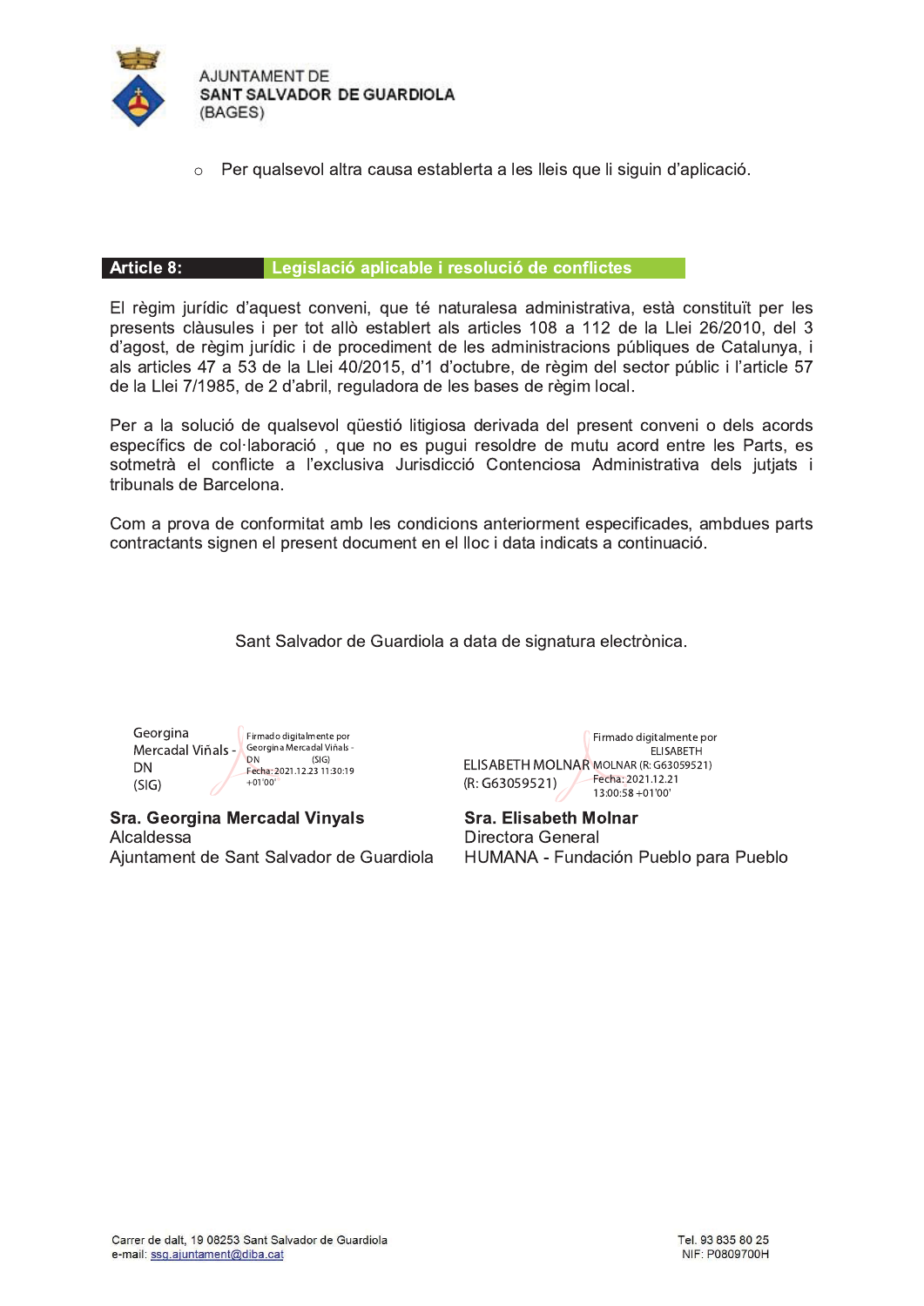- Per qualsevol altra causa establerta a les lleis que li siguin d'aplicació.

## Article 8: Legislació aplicable i resolució de conflictes

El règim jurídic d'aquest conveni, que té naturalesa administrativa, està constituït per les presents clàusules i per tot allò establert als articles 108 a 112 de la Llei 26/2010, del 3 d'agost, de règim jurídic i de procediment de les administracions públiques de Catalunya, i als articles 47 a 53 de la Llei 40/2015, d'1 d'octubre, de règim del sector públic i l'article 57 de la Llei 7/1985, de 2 d'abril, reguladora de les bases de règim local.

Per a la solució de qualsevol qüestió litigiosa derivada del present conveni o dels acords específics de col·laboració , que no es pugui resoldre de mutu acord entre les Parts, es sotmetrà el conflicte a l'exclusiva Jurisdicció Contenciosa Administrativa dels jutjats i tribunals de Barcelona.

Com a prova de conformitat amb les condicions anteriorment especificades, ambdues parts contractants signen el present document en el lloc i data indicats a continuació.

Sant Salvador de Guardiola a data de signatura electrònica.

Georgina Mercadal Viñals - DN (SIG)
Firmado digitalmente por Georgina Mercadal Viñals - DN (SIG)
Fecha: 2021.12.23 11:30:19 +01'00'

**Sra. Georgina Mercadal Vinyals**
Alcaldessa
Ajuntament de Sant Salvador de Guardiola

ELISABETH MOLNAR (R: G63059521)
Firmado digitalmente por ELISABETH MOLNAR (R: G63059521)
Fecha: 2021.12.21 13:00:58 +01'00'

**Sra. Elisabeth Molnar**
Directora General
HUMANA - Fundación Pueblo para Pueblo